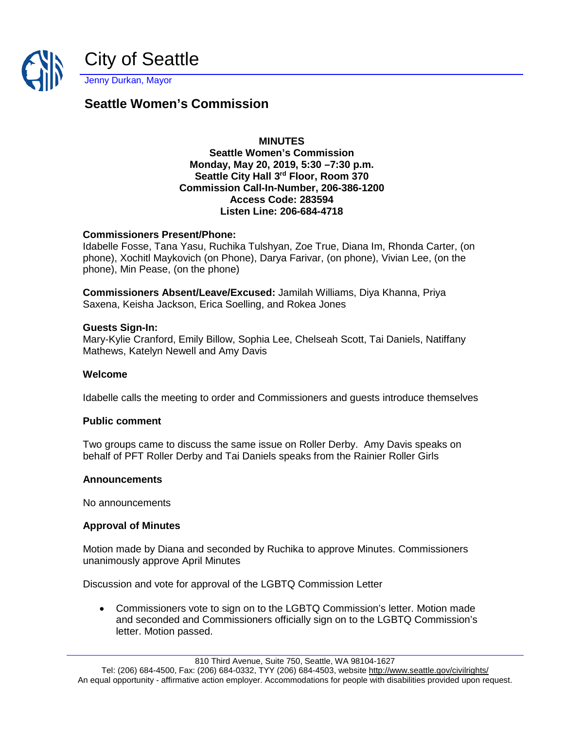# City of Seattle

Jenny Durkan, Mayor

## Seattle Women's Commission

**MINUTES**
**Seattle Women's Commission**
**Monday, May 20, 2019, 5:30 –7:30 p.m.**
**Seattle City Hall 3rd Floor, Room 370**
**Commission Call-In-Number, 206-386-1200**
**Access Code: 283594**
**Listen Line: 206-684-4718**

**Commissioners Present/Phone:**
Idabelle Fosse, Tana Yasu, Ruchika Tulshyan, Zoe True, Diana Im, Rhonda Carter, (on phone), Xochitl Maykovich (on Phone), Darya Farivar, (on phone), Vivian Lee, (on the phone), Min Pease, (on the phone)

**Commissioners Absent/Leave/Excused:** Jamilah Williams, Diya Khanna, Priya Saxena, Keisha Jackson, Erica Soelling, and Rokea Jones

**Guests Sign-In:**
Mary-Kylie Cranford, Emily Billow, Sophia Lee, Chelseah Scott, Tai Daniels, Natiffany Mathews, Katelyn Newell and Amy Davis

**Welcome**

Idabelle calls the meeting to order and Commissioners and guests introduce themselves

**Public comment**

Two groups came to discuss the same issue on Roller Derby. Amy Davis speaks on behalf of PFT Roller Derby and Tai Daniels speaks from the Rainier Roller Girls

**Announcements**

No announcements

**Approval of Minutes**

Motion made by Diana and seconded by Ruchika to approve Minutes. Commissioners unanimously approve April Minutes

Discussion and vote for approval of the LGBTQ Commission Letter

- Commissioners vote to sign on to the LGBTQ Commission's letter. Motion made and seconded and Commissioners officially sign on to the LGBTQ Commission's letter. Motion passed.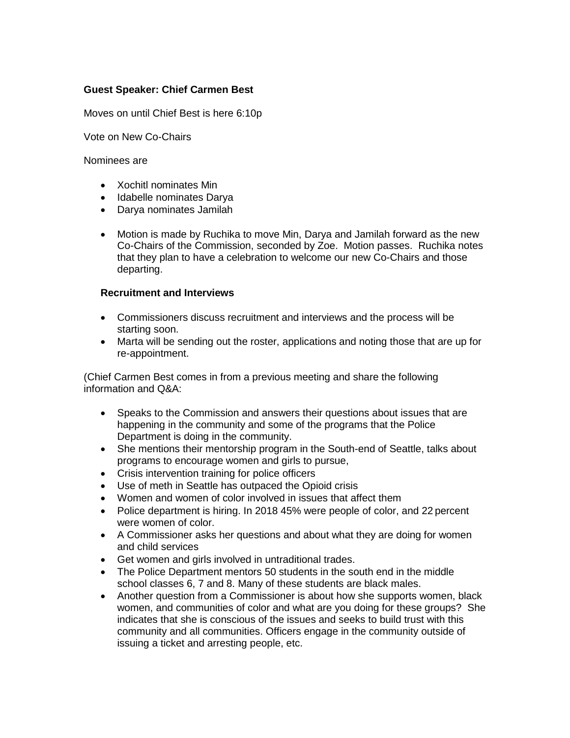**Guest Speaker: Chief Carmen Best**

Moves on until Chief Best is here 6:10p

Vote on New Co-Chairs

Nominees are

- Xochitl nominates Min
- Idabelle nominates Darya
- Darya nominates Jamilah

- Motion is made by Ruchika to move Min, Darya and Jamilah forward as the new Co-Chairs of the Commission, seconded by Zoe. Motion passes. Ruchika notes that they plan to have a celebration to welcome our new Co-Chairs and those departing.

**Recruitment and Interviews**

- Commissioners discuss recruitment and interviews and the process will be starting soon.
- Marta will be sending out the roster, applications and noting those that are up for re-appointment.

(Chief Carmen Best comes in from a previous meeting and share the following information and Q&A:

- Speaks to the Commission and answers their questions about issues that are happening in the community and some of the programs that the Police Department is doing in the community.
- She mentions their mentorship program in the South-end of Seattle, talks about programs to encourage women and girls to pursue,
- Crisis intervention training for police officers
- Use of meth in Seattle has outpaced the Opioid crisis
- Women and women of color involved in issues that affect them
- Police department is hiring. In 2018 45% were people of color, and 22 percent were women of color.
- A Commissioner asks her questions and about what they are doing for women and child services
- Get women and girls involved in untraditional trades.
- The Police Department mentors 50 students in the south end in the middle school classes 6, 7 and 8. Many of these students are black males.
- Another question from a Commissioner is about how she supports women, black women, and communities of color and what are you doing for these groups? She indicates that she is conscious of the issues and seeks to build trust with this community and all communities. Officers engage in the community outside of issuing a ticket and arresting people, etc.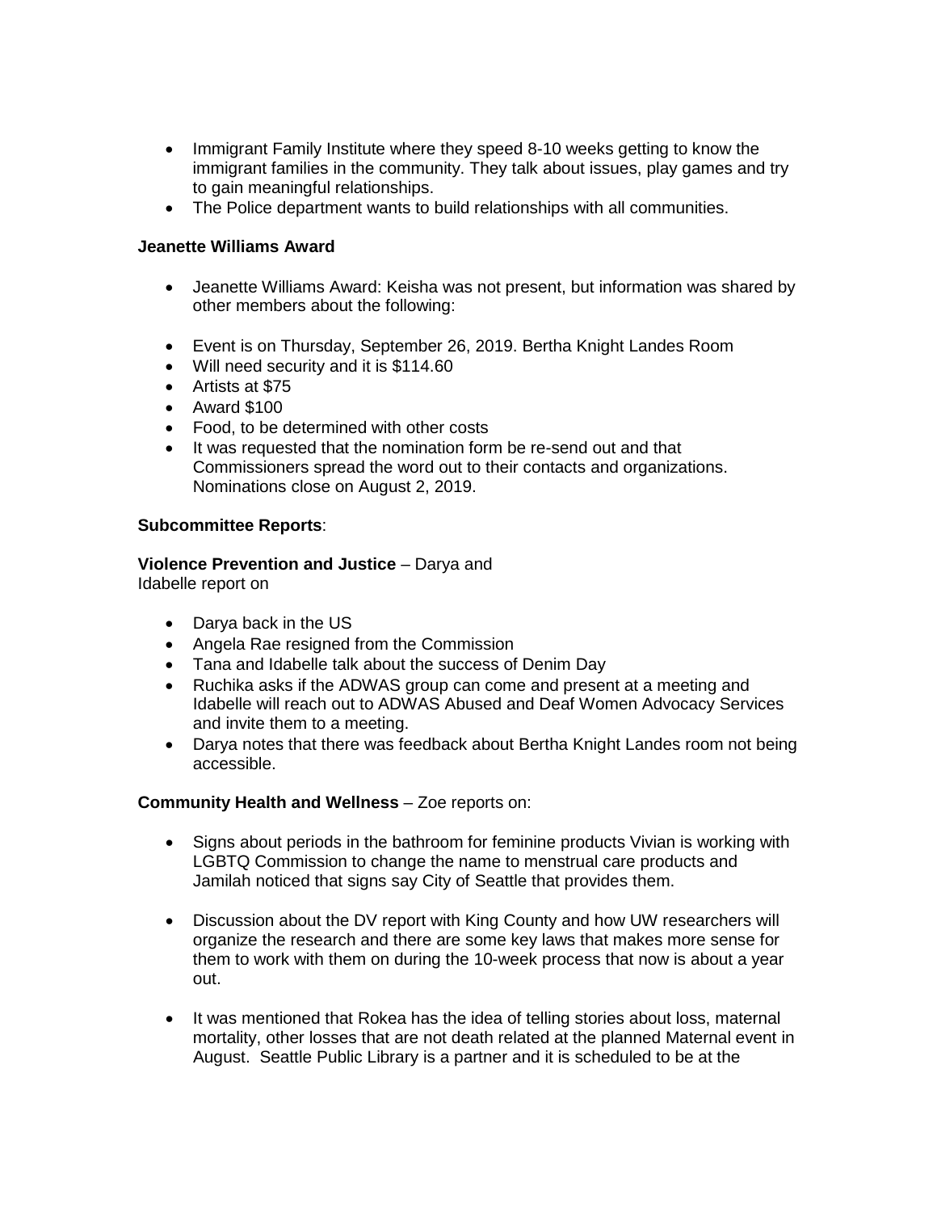- Immigrant Family Institute where they speed 8-10 weeks getting to know the immigrant families in the community. They talk about issues, play games and try to gain meaningful relationships.
- The Police department wants to build relationships with all communities.

**Jeanette Williams Award**

- Jeanette Williams Award: Keisha was not present, but information was shared by other members about the following:

- Event is on Thursday, September 26, 2019. Bertha Knight Landes Room
- Will need security and it is $114.60
- Artists at $75
- Award $100
- Food, to be determined with other costs
- It was requested that the nomination form be re-send out and that Commissioners spread the word out to their contacts and organizations. Nominations close on August 2, 2019.

**Subcommittee Reports**:

**Violence Prevention and Justice** – Darya and Idabelle report on

- Darya back in the US
- Angela Rae resigned from the Commission
- Tana and Idabelle talk about the success of Denim Day
- Ruchika asks if the ADWAS group can come and present at a meeting and Idabelle will reach out to ADWAS Abused and Deaf Women Advocacy Services and invite them to a meeting.
- Darya notes that there was feedback about Bertha Knight Landes room not being accessible.

**Community Health and Wellness** – Zoe reports on:

- Signs about periods in the bathroom for feminine products Vivian is working with LGBTQ Commission to change the name to menstrual care products and Jamilah noticed that signs say City of Seattle that provides them.

- Discussion about the DV report with King County and how UW researchers will organize the research and there are some key laws that makes more sense for them to work with them on during the 10-week process that now is about a year out.

- It was mentioned that Rokea has the idea of telling stories about loss, maternal mortality, other losses that are not death related at the planned Maternal event in August. Seattle Public Library is a partner and it is scheduled to be at the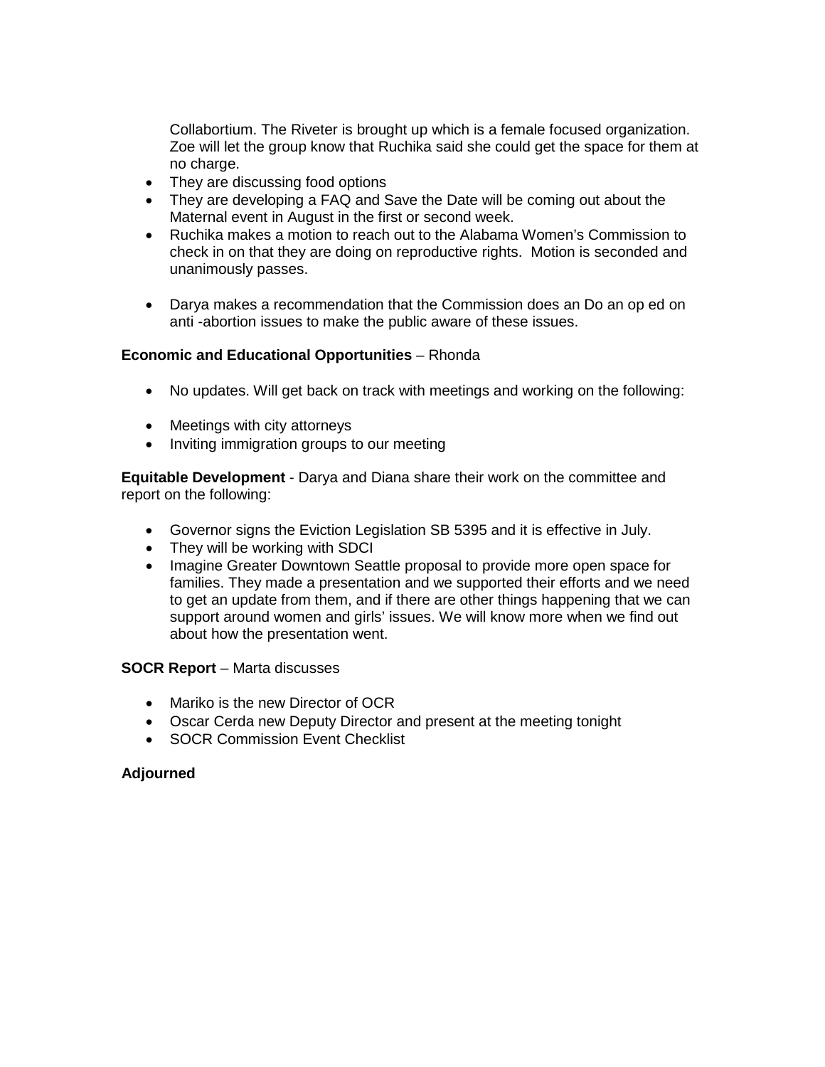Collabortium. The Riveter is brought up which is a female focused organization. Zoe will let the group know that Ruchika said she could get the space for them at no charge.

- They are discussing food options
- They are developing a FAQ and Save the Date will be coming out about the Maternal event in August in the first or second week.
- Ruchika makes a motion to reach out to the Alabama Women's Commission to check in on that they are doing on reproductive rights. Motion is seconded and unanimously passes.

- Darya makes a recommendation that the Commission does an Do an op ed on anti -abortion issues to make the public aware of these issues.

**Economic and Educational Opportunities** – Rhonda

- No updates. Will get back on track with meetings and working on the following:

- Meetings with city attorneys
- Inviting immigration groups to our meeting

**Equitable Development** - Darya and Diana share their work on the committee and report on the following:

- Governor signs the Eviction Legislation SB 5395 and it is effective in July.
- They will be working with SDCI
- Imagine Greater Downtown Seattle proposal to provide more open space for families. They made a presentation and we supported their efforts and we need to get an update from them, and if there are other things happening that we can support around women and girls' issues. We will know more when we find out about how the presentation went.

**SOCR Report** – Marta discusses

- Mariko is the new Director of OCR
- Oscar Cerda new Deputy Director and present at the meeting tonight
- SOCR Commission Event Checklist

**Adjourned**